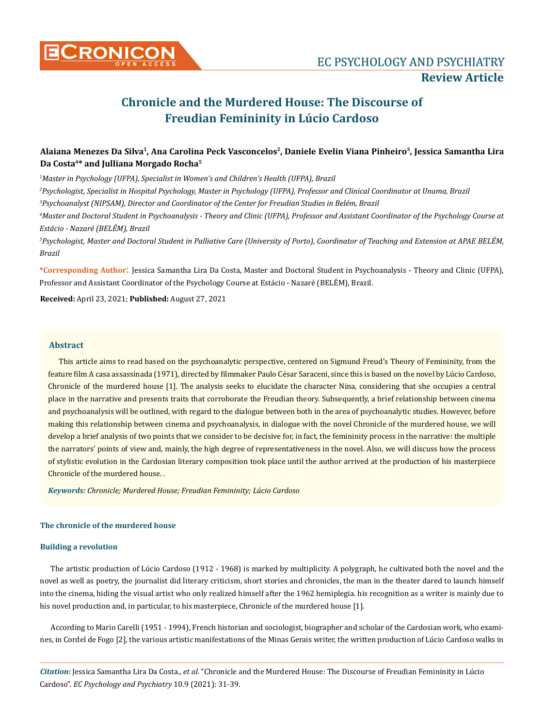# Chronicle and the Murdered House: The Discourse of Freudian Femininity in Lúcio Cardoso

**Alaiana Menezes Da Silva[1], Ana Carolina Peck Vasconcelos[2], Daniele Evelin Viana Pinheiro[3], Jessica Samantha Lira Da Costa[4]* and Julliana Morgado Rocha[5]**

*[1]Master in Psychology (UFPA), Specialist in Women's and Children's Health (UFPA), Brazil*

*[2]Psychologist, Specialist in Hospital Psychology, Master in Psychology (UFPA), Professor and Clinical Coordinator at Unama, Brazil*

*[3]Psychoanalyst (NIPSAM), Director and Coordinator of the Center for Freudian Studies in Belém, Brazil*

*[4]Master and Doctoral Student in Psychoanalysis - Theory and Clinic (UFPA), Professor and Assistant Coordinator of the Psychology Course at Estácio - Nazaré (BELÉM), Brazil*

*[5]Psychologist, Master and Doctoral Student in Palliative Care (University of Porto), Coordinator of Teaching and Extension at APAE BELÉM, Brazil*

**\*Corresponding Author**: Jessica Samantha Lira Da Costa, Master and Doctoral Student in Psychoanalysis - Theory and Clinic (UFPA), Professor and Assistant Coordinator of the Psychology Course at Estácio - Nazaré (BELÉM), Brazil.

**Received:** April 23, 2021; **Published:** August 27, 2021

## Abstract

This article aims to read based on the psychoanalytic perspective, centered on Sigmund Freud's Theory of Femininity, from the feature film A casa assassinada (1971), directed by filmmaker Paulo César Saraceni, since this is based on the novel by Lúcio Cardoso, Chronicle of the murdered house [1]. The analysis seeks to elucidate the character Nina, considering that she occupies a central place in the narrative and presents traits that corroborate the Freudian theory. Subsequently, a brief relationship between cinema and psychoanalysis will be outlined, with regard to the dialogue between both in the area of psychoanalytic studies. However, before making this relationship between cinema and psychoanalysis, in dialogue with the novel Chronicle of the murdered house, we will develop a brief analysis of two points that we consider to be decisive for, in fact, the femininity process in the narrative: the multiple the narrators' points of view and, mainly, the high degree of representativeness in the novel. Also, we will discuss how the process of stylistic evolution in the Cardosian literary composition took place until the author arrived at the production of his masterpiece Chronicle of the murdered house. .

***Keywords:*** *Chronicle; Murdered House; Freudian Femininity; Lúcio Cardoso*

### The chronicle of the murdered house

### Building a revolution

The artistic production of Lúcio Cardoso (1912 - 1968) is marked by multiplicity. A polygraph, he cultivated both the novel and the novel as well as poetry, the journalist did literary criticism, short stories and chronicles, the man in the theater dared to launch himself into the cinema, hiding the visual artist who only realized himself after the 1962 hemiplegia. his recognition as a writer is mainly due to his novel production and, in particular, to his masterpiece, Chronicle of the murdered house [1].

According to Mario Carelli (1951 - 1994), French historian and sociologist, biographer and scholar of the Cardosian work, who examines, in Cordel de Fogo [2], the various artistic manifestations of the Minas Gerais writer, the written production of Lúcio Cardoso walks in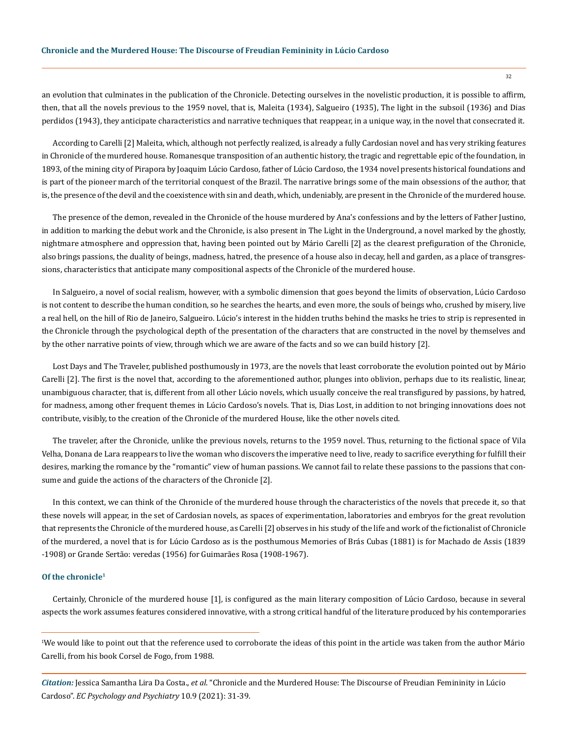an evolution that culminates in the publication of the Chronicle. Detecting ourselves in the novelistic production, it is possible to affirm, then, that all the novels previous to the 1959 novel, that is, Maleita (1934), Salgueiro (1935), The light in the subsoil (1936) and Dias perdidos (1943), they anticipate characteristics and narrative techniques that reappear, in a unique way, in the novel that consecrated it.

According to Carelli [2] Maleita, which, although not perfectly realized, is already a fully Cardosian novel and has very striking features in Chronicle of the murdered house. Romanesque transposition of an authentic history, the tragic and regrettable epic of the foundation, in 1893, of the mining city of Pirapora by Joaquim Lúcio Cardoso, father of Lúcio Cardoso, the 1934 novel presents historical foundations and is part of the pioneer march of the territorial conquest of the Brazil. The narrative brings some of the main obsessions of the author, that is, the presence of the devil and the coexistence with sin and death, which, undeniably, are present in the Chronicle of the murdered house.

The presence of the demon, revealed in the Chronicle of the house murdered by Ana's confessions and by the letters of Father Justino, in addition to marking the debut work and the Chronicle, is also present in The Light in the Underground, a novel marked by the ghostly, nightmare atmosphere and oppression that, having been pointed out by Mário Carelli [2] as the clearest prefiguration of the Chronicle, also brings passions, the duality of beings, madness, hatred, the presence of a house also in decay, hell and garden, as a place of transgressions, characteristics that anticipate many compositional aspects of the Chronicle of the murdered house.

In Salgueiro, a novel of social realism, however, with a symbolic dimension that goes beyond the limits of observation, Lúcio Cardoso is not content to describe the human condition, so he searches the hearts, and even more, the souls of beings who, crushed by misery, live a real hell, on the hill of Rio de Janeiro, Salgueiro. Lúcio's interest in the hidden truths behind the masks he tries to strip is represented in the Chronicle through the psychological depth of the presentation of the characters that are constructed in the novel by themselves and by the other narrative points of view, through which we are aware of the facts and so we can build history [2].

Lost Days and The Traveler, published posthumously in 1973, are the novels that least corroborate the evolution pointed out by Mário Carelli [2]. The first is the novel that, according to the aforementioned author, plunges into oblivion, perhaps due to its realistic, linear, unambiguous character, that is, different from all other Lúcio novels, which usually conceive the real transfigured by passions, by hatred, for madness, among other frequent themes in Lúcio Cardoso's novels. That is, Dias Lost, in addition to not bringing innovations does not contribute, visibly, to the creation of the Chronicle of the murdered House, like the other novels cited.

The traveler, after the Chronicle, unlike the previous novels, returns to the 1959 novel. Thus, returning to the fictional space of Vila Velha, Donana de Lara reappears to live the woman who discovers the imperative need to live, ready to sacrifice everything for fulfill their desires, marking the romance by the "romantic" view of human passions. We cannot fail to relate these passions to the passions that consume and guide the actions of the characters of the Chronicle [2].

In this context, we can think of the Chronicle of the murdered house through the characteristics of the novels that precede it, so that these novels will appear, in the set of Cardosian novels, as spaces of experimentation, laboratories and embryos for the great revolution that represents the Chronicle of the murdered house, as Carelli [2] observes in his study of the life and work of the fictionalist of Chronicle of the murdered, a novel that is for Lúcio Cardoso as is the posthumous Memories of Brás Cubas (1881) is for Machado de Assis (1839 -1908) or Grande Sertão: veredas (1956) for Guimarães Rosa (1908-1967).

### Of the chronicle[1]

Certainly, Chronicle of the murdered house [1], is configured as the main literary composition of Lúcio Cardoso, because in several aspects the work assumes features considered innovative, with a strong critical handful of the literature produced by his contemporaries

[1]We would like to point out that the reference used to corroborate the ideas of this point in the article was taken from the author Mário Carelli, from his book Corsel de Fogo, from 1988.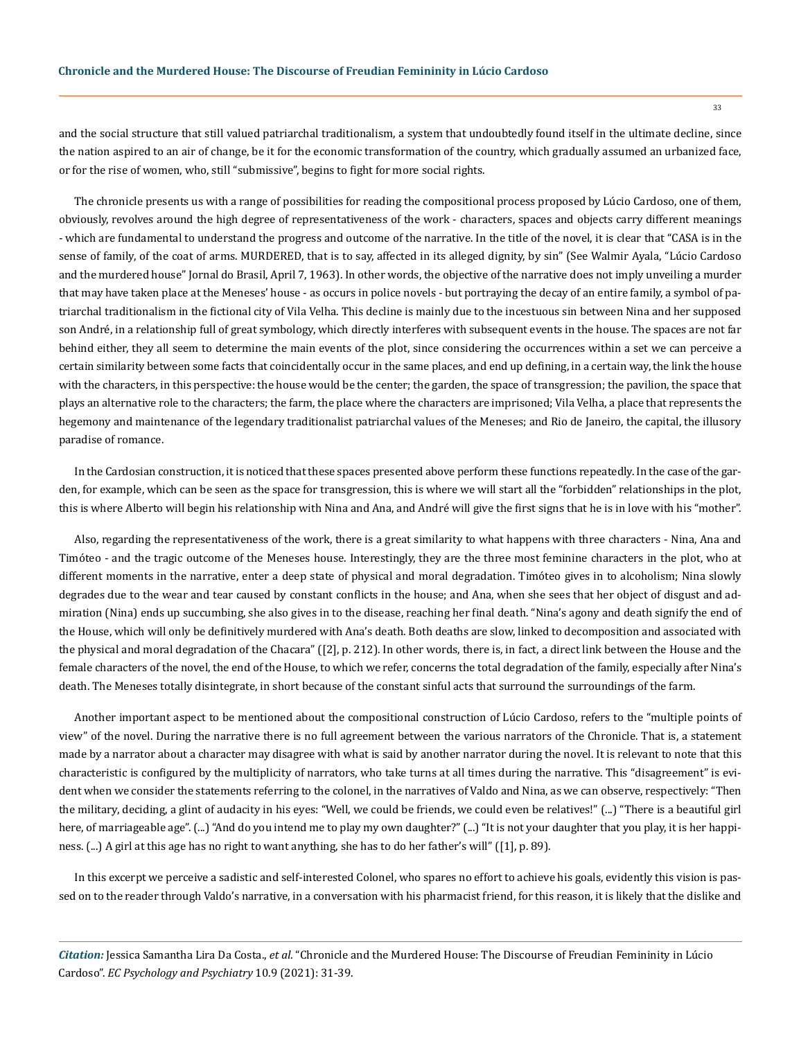and the social structure that still valued patriarchal traditionalism, a system that undoubtedly found itself in the ultimate decline, since the nation aspired to an air of change, be it for the economic transformation of the country, which gradually assumed an urbanized face, or for the rise of women, who, still "submissive", begins to fight for more social rights.

The chronicle presents us with a range of possibilities for reading the compositional process proposed by Lúcio Cardoso, one of them, obviously, revolves around the high degree of representativeness of the work - characters, spaces and objects carry different meanings - which are fundamental to understand the progress and outcome of the narrative. In the title of the novel, it is clear that "CASA is in the sense of family, of the coat of arms. MURDERED, that is to say, affected in its alleged dignity, by sin" (See Walmir Ayala, "Lúcio Cardoso and the murdered house" Jornal do Brasil, April 7, 1963). In other words, the objective of the narrative does not imply unveiling a murder that may have taken place at the Meneses' house - as occurs in police novels - but portraying the decay of an entire family, a symbol of patriarchal traditionalism in the fictional city of Vila Velha. This decline is mainly due to the incestuous sin between Nina and her supposed son André, in a relationship full of great symbology, which directly interferes with subsequent events in the house. The spaces are not far behind either, they all seem to determine the main events of the plot, since considering the occurrences within a set we can perceive a certain similarity between some facts that coincidentally occur in the same places, and end up defining, in a certain way, the link the house with the characters, in this perspective: the house would be the center; the garden, the space of transgression; the pavilion, the space that plays an alternative role to the characters; the farm, the place where the characters are imprisoned; Vila Velha, a place that represents the hegemony and maintenance of the legendary traditionalist patriarchal values of the Meneses; and Rio de Janeiro, the capital, the illusory paradise of romance.

In the Cardosian construction, it is noticed that these spaces presented above perform these functions repeatedly. In the case of the garden, for example, which can be seen as the space for transgression, this is where we will start all the "forbidden" relationships in the plot, this is where Alberto will begin his relationship with Nina and Ana, and André will give the first signs that he is in love with his "mother".

Also, regarding the representativeness of the work, there is a great similarity to what happens with three characters - Nina, Ana and Timóteo - and the tragic outcome of the Meneses house. Interestingly, they are the three most feminine characters in the plot, who at different moments in the narrative, enter a deep state of physical and moral degradation. Timóteo gives in to alcoholism; Nina slowly degrades due to the wear and tear caused by constant conflicts in the house; and Ana, when she sees that her object of disgust and admiration (Nina) ends up succumbing, she also gives in to the disease, reaching her final death. "Nina's agony and death signify the end of the House, which will only be definitively murdered with Ana's death. Both deaths are slow, linked to decomposition and associated with the physical and moral degradation of the Chacara" ([2], p. 212). In other words, there is, in fact, a direct link between the House and the female characters of the novel, the end of the House, to which we refer, concerns the total degradation of the family, especially after Nina's death. The Meneses totally disintegrate, in short because of the constant sinful acts that surround the surroundings of the farm.

Another important aspect to be mentioned about the compositional construction of Lúcio Cardoso, refers to the "multiple points of view" of the novel. During the narrative there is no full agreement between the various narrators of the Chronicle. That is, a statement made by a narrator about a character may disagree with what is said by another narrator during the novel. It is relevant to note that this characteristic is configured by the multiplicity of narrators, who take turns at all times during the narrative. This "disagreement" is evident when we consider the statements referring to the colonel, in the narratives of Valdo and Nina, as we can observe, respectively: "Then the military, deciding, a glint of audacity in his eyes: "Well, we could be friends, we could even be relatives!" (...) "There is a beautiful girl here, of marriageable age". (...) "And do you intend me to play my own daughter?" (...) "It is not your daughter that you play, it is her happiness. (...) A girl at this age has no right to want anything, she has to do her father's will" ([1], p. 89).

In this excerpt we perceive a sadistic and self-interested Colonel, who spares no effort to achieve his goals, evidently this vision is passed on to the reader through Valdo's narrative, in a conversation with his pharmacist friend, for this reason, it is likely that the dislike and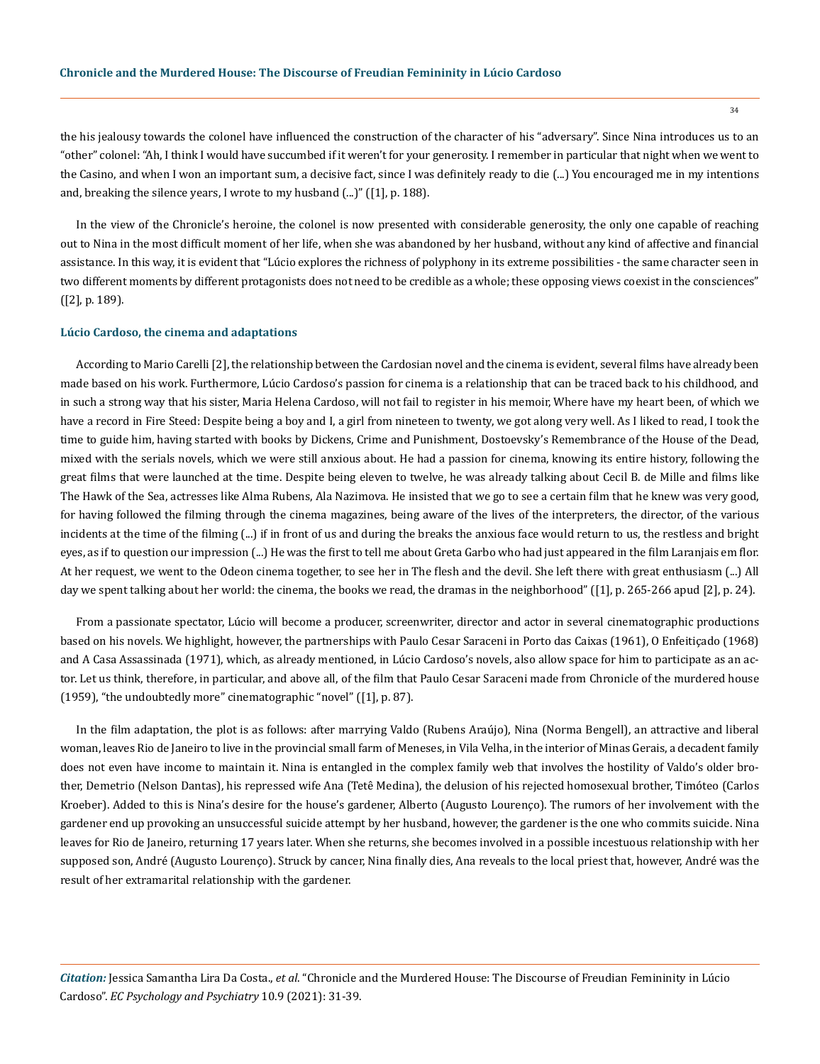the his jealousy towards the colonel have influenced the construction of the character of his "adversary". Since Nina introduces us to an "other" colonel: "Ah, I think I would have succumbed if it weren't for your generosity. I remember in particular that night when we went to the Casino, and when I won an important sum, a decisive fact, since I was definitely ready to die (...) You encouraged me in my intentions and, breaking the silence years, I wrote to my husband (...)" ([1], p. 188).

In the view of the Chronicle's heroine, the colonel is now presented with considerable generosity, the only one capable of reaching out to Nina in the most difficult moment of her life, when she was abandoned by her husband, without any kind of affective and financial assistance. In this way, it is evident that "Lúcio explores the richness of polyphony in its extreme possibilities - the same character seen in two different moments by different protagonists does not need to be credible as a whole; these opposing views coexist in the consciences" ([2], p. 189).

### Lúcio Cardoso, the cinema and adaptations

According to Mario Carelli [2], the relationship between the Cardosian novel and the cinema is evident, several films have already been made based on his work. Furthermore, Lúcio Cardoso's passion for cinema is a relationship that can be traced back to his childhood, and in such a strong way that his sister, Maria Helena Cardoso, will not fail to register in his memoir, Where have my heart been, of which we have a record in Fire Steed: Despite being a boy and I, a girl from nineteen to twenty, we got along very well. As I liked to read, I took the time to guide him, having started with books by Dickens, Crime and Punishment, Dostoevsky's Remembrance of the House of the Dead, mixed with the serials novels, which we were still anxious about. He had a passion for cinema, knowing its entire history, following the great films that were launched at the time. Despite being eleven to twelve, he was already talking about Cecil B. de Mille and films like The Hawk of the Sea, actresses like Alma Rubens, Ala Nazimova. He insisted that we go to see a certain film that he knew was very good, for having followed the filming through the cinema magazines, being aware of the lives of the interpreters, the director, of the various incidents at the time of the filming (...) if in front of us and during the breaks the anxious face would return to us, the restless and bright eyes, as if to question our impression (...) He was the first to tell me about Greta Garbo who had just appeared in the film Laranjais em flor. At her request, we went to the Odeon cinema together, to see her in The flesh and the devil. She left there with great enthusiasm (...) All day we spent talking about her world: the cinema, the books we read, the dramas in the neighborhood" ([1], p. 265-266 apud [2], p. 24).

From a passionate spectator, Lúcio will become a producer, screenwriter, director and actor in several cinematographic productions based on his novels. We highlight, however, the partnerships with Paulo Cesar Saraceni in Porto das Caixas (1961), O Enfeitiçado (1968) and A Casa Assassinada (1971), which, as already mentioned, in Lúcio Cardoso's novels, also allow space for him to participate as an actor. Let us think, therefore, in particular, and above all, of the film that Paulo Cesar Saraceni made from Chronicle of the murdered house (1959), "the undoubtedly more" cinematographic "novel" ([1], p. 87).

In the film adaptation, the plot is as follows: after marrying Valdo (Rubens Araújo), Nina (Norma Bengell), an attractive and liberal woman, leaves Rio de Janeiro to live in the provincial small farm of Meneses, in Vila Velha, in the interior of Minas Gerais, a decadent family does not even have income to maintain it. Nina is entangled in the complex family web that involves the hostility of Valdo's older brother, Demetrio (Nelson Dantas), his repressed wife Ana (Tetê Medina), the delusion of his rejected homosexual brother, Timóteo (Carlos Kroeber). Added to this is Nina's desire for the house's gardener, Alberto (Augusto Lourenço). The rumors of her involvement with the gardener end up provoking an unsuccessful suicide attempt by her husband, however, the gardener is the one who commits suicide. Nina leaves for Rio de Janeiro, returning 17 years later. When she returns, she becomes involved in a possible incestuous relationship with her supposed son, André (Augusto Lourenço). Struck by cancer, Nina finally dies, Ana reveals to the local priest that, however, André was the result of her extramarital relationship with the gardener.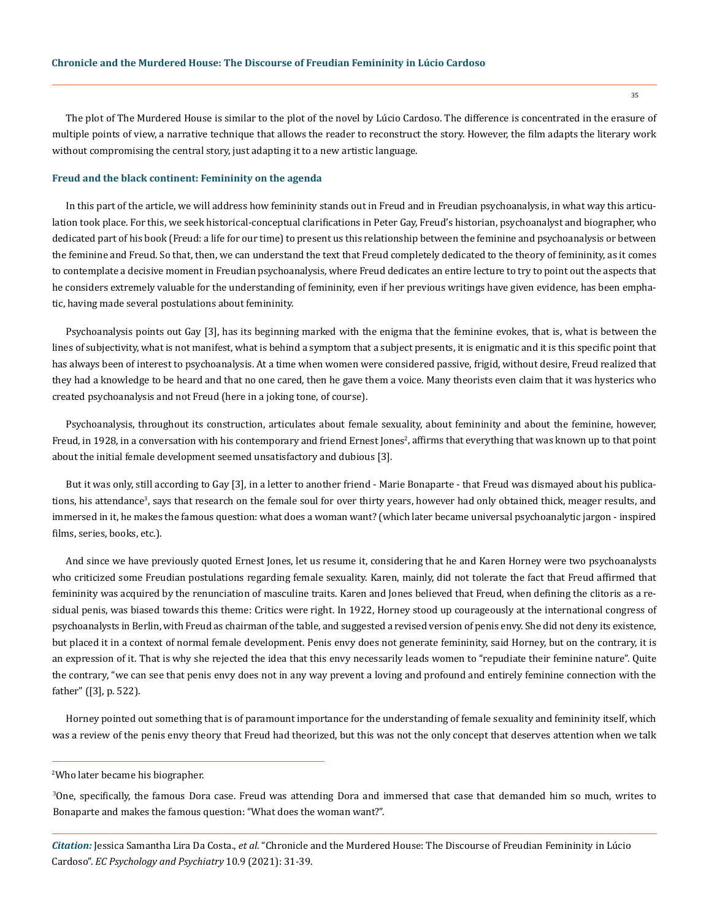The plot of The Murdered House is similar to the plot of the novel by Lúcio Cardoso. The difference is concentrated in the erasure of multiple points of view, a narrative technique that allows the reader to reconstruct the story. However, the film adapts the literary work without compromising the central story, just adapting it to a new artistic language.

### Freud and the black continent: Femininity on the agenda

In this part of the article, we will address how femininity stands out in Freud and in Freudian psychoanalysis, in what way this articulation took place. For this, we seek historical-conceptual clarifications in Peter Gay, Freud's historian, psychoanalyst and biographer, who dedicated part of his book (Freud: a life for our time) to present us this relationship between the feminine and psychoanalysis or between the feminine and Freud. So that, then, we can understand the text that Freud completely dedicated to the theory of femininity, as it comes to contemplate a decisive moment in Freudian psychoanalysis, where Freud dedicates an entire lecture to try to point out the aspects that he considers extremely valuable for the understanding of femininity, even if her previous writings have given evidence, has been emphatic, having made several postulations about femininity.

Psychoanalysis points out Gay [3], has its beginning marked with the enigma that the feminine evokes, that is, what is between the lines of subjectivity, what is not manifest, what is behind a symptom that a subject presents, it is enigmatic and it is this specific point that has always been of interest to psychoanalysis. At a time when women were considered passive, frigid, without desire, Freud realized that they had a knowledge to be heard and that no one cared, then he gave them a voice. Many theorists even claim that it was hysterics who created psychoanalysis and not Freud (here in a joking tone, of course).

Psychoanalysis, throughout its construction, articulates about female sexuality, about femininity and about the feminine, however, Freud, in 1928, in a conversation with his contemporary and friend Ernest Jones[2], affirms that everything that was known up to that point about the initial female development seemed unsatisfactory and dubious [3].

But it was only, still according to Gay [3], in a letter to another friend - Marie Bonaparte - that Freud was dismayed about his publications, his attendance[3], says that research on the female soul for over thirty years, however had only obtained thick, meager results, and immersed in it, he makes the famous question: what does a woman want? (which later became universal psychoanalytic jargon - inspired films, series, books, etc.).

And since we have previously quoted Ernest Jones, let us resume it, considering that he and Karen Horney were two psychoanalysts who criticized some Freudian postulations regarding female sexuality. Karen, mainly, did not tolerate the fact that Freud affirmed that femininity was acquired by the renunciation of masculine traits. Karen and Jones believed that Freud, when defining the clitoris as a residual penis, was biased towards this theme: Critics were right. In 1922, Horney stood up courageously at the international congress of psychoanalysts in Berlin, with Freud as chairman of the table, and suggested a revised version of penis envy. She did not deny its existence, but placed it in a context of normal female development. Penis envy does not generate femininity, said Horney, but on the contrary, it is an expression of it. That is why she rejected the idea that this envy necessarily leads women to "repudiate their feminine nature". Quite the contrary, "we can see that penis envy does not in any way prevent a loving and profound and entirely feminine connection with the father" ([3], p. 522).

Horney pointed out something that is of paramount importance for the understanding of female sexuality and femininity itself, which was a review of the penis envy theory that Freud had theorized, but this was not the only concept that deserves attention when we talk

---

[2]Who later became his biographer.

[3]One, specifically, the famous Dora case. Freud was attending Dora and immersed that case that demanded him so much, writes to Bonaparte and makes the famous question: "What does the woman want?".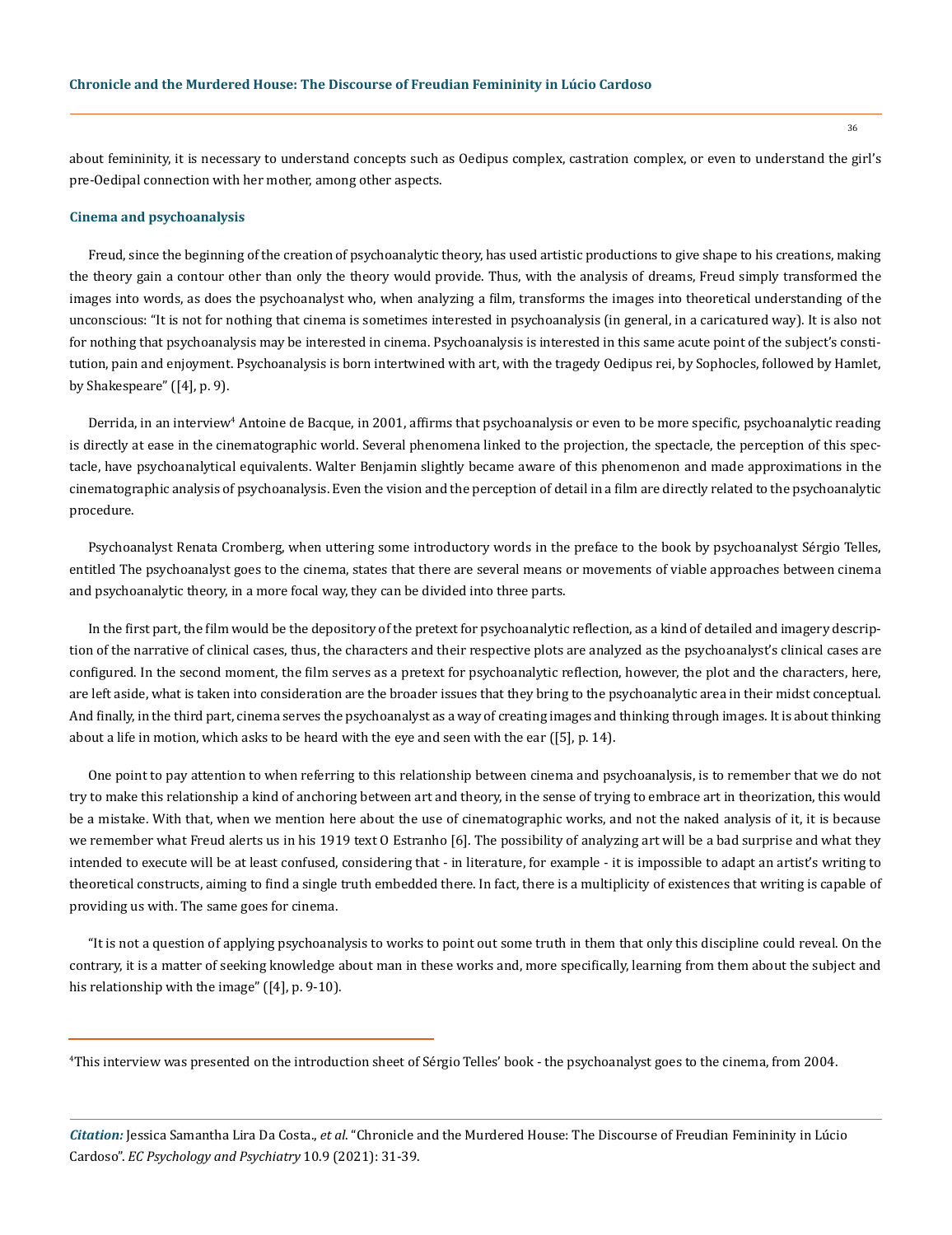about femininity, it is necessary to understand concepts such as Oedipus complex, castration complex, or even to understand the girl's pre-Oedipal connection with her mother, among other aspects.

### Cinema and psychoanalysis

Freud, since the beginning of the creation of psychoanalytic theory, has used artistic productions to give shape to his creations, making the theory gain a contour other than only the theory would provide. Thus, with the analysis of dreams, Freud simply transformed the images into words, as does the psychoanalyst who, when analyzing a film, transforms the images into theoretical understanding of the unconscious: "It is not for nothing that cinema is sometimes interested in psychoanalysis (in general, in a caricatured way). It is also not for nothing that psychoanalysis may be interested in cinema. Psychoanalysis is interested in this same acute point of the subject's constitution, pain and enjoyment. Psychoanalysis is born intertwined with art, with the tragedy Oedipus rei, by Sophocles, followed by Hamlet, by Shakespeare" ([4], p. 9).

Derrida, in an interview[4] Antoine de Bacque, in 2001, affirms that psychoanalysis or even to be more specific, psychoanalytic reading is directly at ease in the cinematographic world. Several phenomena linked to the projection, the spectacle, the perception of this spectacle, have psychoanalytical equivalents. Walter Benjamin slightly became aware of this phenomenon and made approximations in the cinematographic analysis of psychoanalysis. Even the vision and the perception of detail in a film are directly related to the psychoanalytic procedure.

Psychoanalyst Renata Cromberg, when uttering some introductory words in the preface to the book by psychoanalyst Sérgio Telles, entitled The psychoanalyst goes to the cinema, states that there are several means or movements of viable approaches between cinema and psychoanalytic theory, in a more focal way, they can be divided into three parts.

In the first part, the film would be the depository of the pretext for psychoanalytic reflection, as a kind of detailed and imagery description of the narrative of clinical cases, thus, the characters and their respective plots are analyzed as the psychoanalyst's clinical cases are configured. In the second moment, the film serves as a pretext for psychoanalytic reflection, however, the plot and the characters, here, are left aside, what is taken into consideration are the broader issues that they bring to the psychoanalytic area in their midst conceptual. And finally, in the third part, cinema serves the psychoanalyst as a way of creating images and thinking through images. It is about thinking about a life in motion, which asks to be heard with the eye and seen with the ear ([5], p. 14).

One point to pay attention to when referring to this relationship between cinema and psychoanalysis, is to remember that we do not try to make this relationship a kind of anchoring between art and theory, in the sense of trying to embrace art in theorization, this would be a mistake. With that, when we mention here about the use of cinematographic works, and not the naked analysis of it, it is because we remember what Freud alerts us in his 1919 text O Estranho [6]. The possibility of analyzing art will be a bad surprise and what they intended to execute will be at least confused, considering that - in literature, for example - it is impossible to adapt an artist's writing to theoretical constructs, aiming to find a single truth embedded there. In fact, there is a multiplicity of existences that writing is capable of providing us with. The same goes for cinema.

"It is not a question of applying psychoanalysis to works to point out some truth in them that only this discipline could reveal. On the contrary, it is a matter of seeking knowledge about man in these works and, more specifically, learning from them about the subject and his relationship with the image" ([4], p. 9-10).

---

[4]This interview was presented on the introduction sheet of Sérgio Telles' book - the psychoanalyst goes to the cinema, from 2004.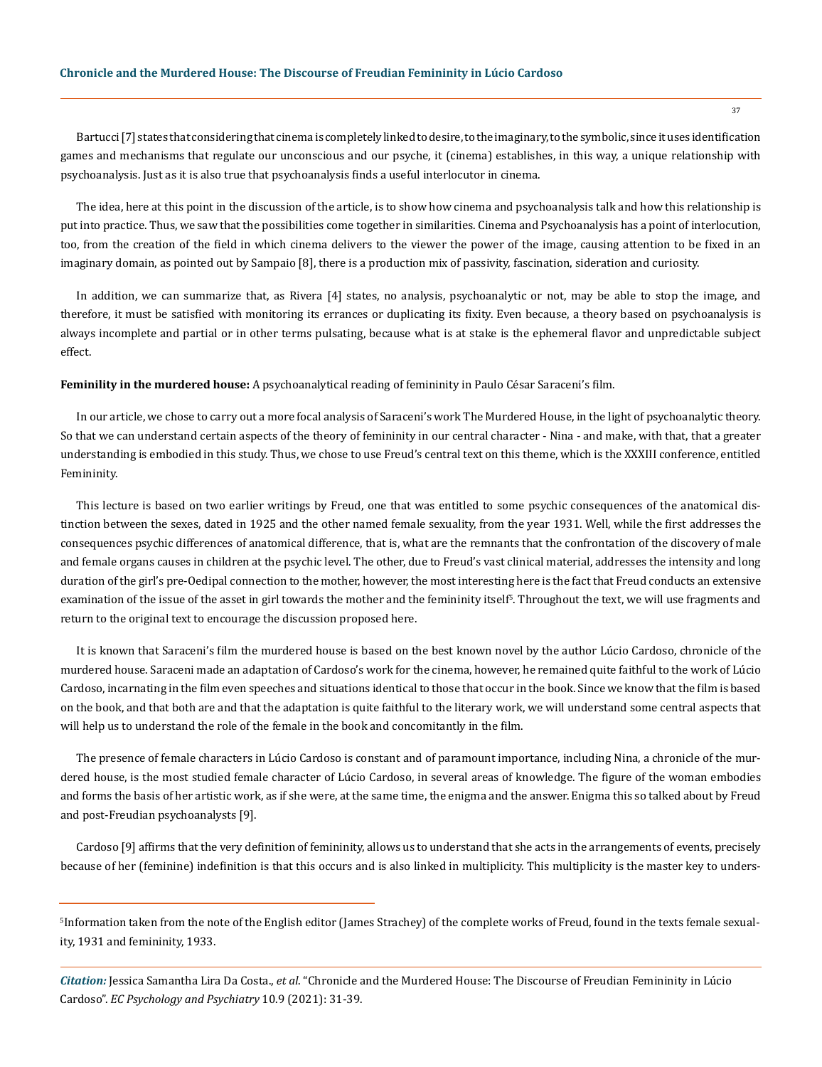Bartucci [7] states that considering that cinema is completely linked to desire, to the imaginary, to the symbolic, since it uses identification games and mechanisms that regulate our unconscious and our psyche, it (cinema) establishes, in this way, a unique relationship with psychoanalysis. Just as it is also true that psychoanalysis finds a useful interlocutor in cinema.

The idea, here at this point in the discussion of the article, is to show how cinema and psychoanalysis talk and how this relationship is put into practice. Thus, we saw that the possibilities come together in similarities. Cinema and Psychoanalysis has a point of interlocution, too, from the creation of the field in which cinema delivers to the viewer the power of the image, causing attention to be fixed in an imaginary domain, as pointed out by Sampaio [8], there is a production mix of passivity, fascination, sideration and curiosity.

In addition, we can summarize that, as Rivera [4] states, no analysis, psychoanalytic or not, may be able to stop the image, and therefore, it must be satisfied with monitoring its errances or duplicating its fixity. Even because, a theory based on psychoanalysis is always incomplete and partial or in other terms pulsating, because what is at stake is the ephemeral flavor and unpredictable subject effect.

**Femininity in the murdered house:** A psychoanalytical reading of femininity in Paulo César Saraceni's film.

In our article, we chose to carry out a more focal analysis of Saraceni's work The Murdered House, in the light of psychoanalytic theory. So that we can understand certain aspects of the theory of femininity in our central character - Nina - and make, with that, that a greater understanding is embodied in this study. Thus, we chose to use Freud's central text on this theme, which is the XXXIII conference, entitled Femininity.

This lecture is based on two earlier writings by Freud, one that was entitled to some psychic consequences of the anatomical distinction between the sexes, dated in 1925 and the other named female sexuality, from the year 1931. Well, while the first addresses the consequences psychic differences of anatomical difference, that is, what are the remnants that the confrontation of the discovery of male and female organs causes in children at the psychic level. The other, due to Freud's vast clinical material, addresses the intensity and long duration of the girl's pre-Oedipal connection to the mother, however, the most interesting here is the fact that Freud conducts an extensive examination of the issue of the asset in girl towards the mother and the femininity itself[5]. Throughout the text, we will use fragments and return to the original text to encourage the discussion proposed here.

It is known that Saraceni's film the murdered house is based on the best known novel by the author Lúcio Cardoso, chronicle of the murdered house. Saraceni made an adaptation of Cardoso's work for the cinema, however, he remained quite faithful to the work of Lúcio Cardoso, incarnating in the film even speeches and situations identical to those that occur in the book. Since we know that the film is based on the book, and that both are and that the adaptation is quite faithful to the literary work, we will understand some central aspects that will help us to understand the role of the female in the book and concomitantly in the film.

The presence of female characters in Lúcio Cardoso is constant and of paramount importance, including Nina, a chronicle of the murdered house, is the most studied female character of Lúcio Cardoso, in several areas of knowledge. The figure of the woman embodies and forms the basis of her artistic work, as if she were, at the same time, the enigma and the answer. Enigma this so talked about by Freud and post-Freudian psychoanalysts [9].

Cardoso [9] affirms that the very definition of femininity, allows us to understand that she acts in the arrangements of events, precisely because of her (feminine) indefinition is that this occurs and is also linked in multiplicity. This multiplicity is the master key to unders-

[5]Information taken from the note of the English editor (James Strachey) of the complete works of Freud, found in the texts female sexuality, 1931 and femininity, 1933.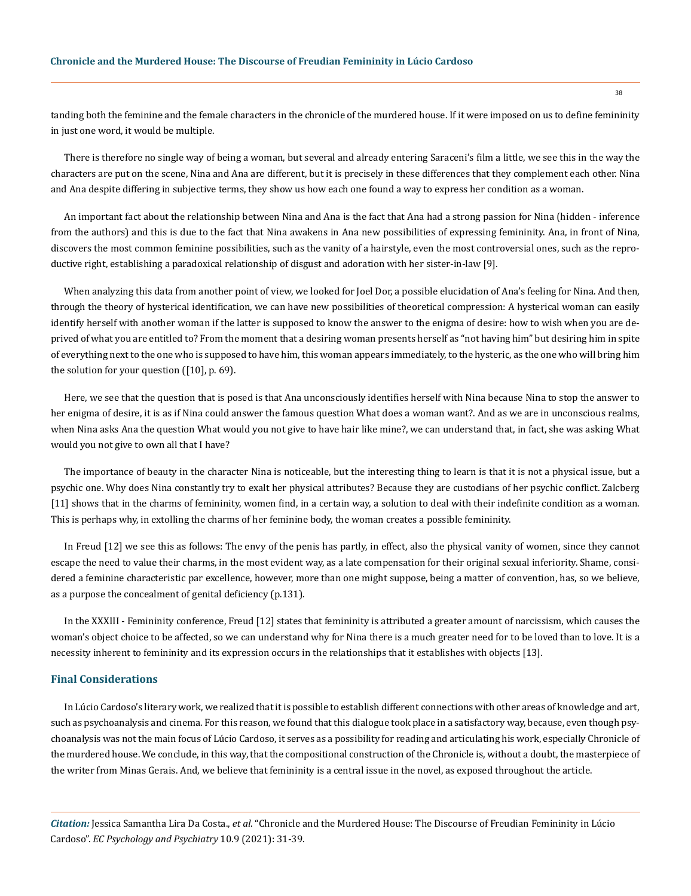tanding both the feminine and the female characters in the chronicle of the murdered house. If it were imposed on us to define femininity in just one word, it would be multiple.

There is therefore no single way of being a woman, but several and already entering Saraceni's film a little, we see this in the way the characters are put on the scene, Nina and Ana are different, but it is precisely in these differences that they complement each other. Nina and Ana despite differing in subjective terms, they show us how each one found a way to express her condition as a woman.

An important fact about the relationship between Nina and Ana is the fact that Ana had a strong passion for Nina (hidden - inference from the authors) and this is due to the fact that Nina awakens in Ana new possibilities of expressing femininity. Ana, in front of Nina, discovers the most common feminine possibilities, such as the vanity of a hairstyle, even the most controversial ones, such as the reproductive right, establishing a paradoxical relationship of disgust and adoration with her sister-in-law [9].

When analyzing this data from another point of view, we looked for Joel Dor, a possible elucidation of Ana's feeling for Nina. And then, through the theory of hysterical identification, we can have new possibilities of theoretical compression: A hysterical woman can easily identify herself with another woman if the latter is supposed to know the answer to the enigma of desire: how to wish when you are deprived of what you are entitled to? From the moment that a desiring woman presents herself as "not having him" but desiring him in spite of everything next to the one who is supposed to have him, this woman appears immediately, to the hysteric, as the one who will bring him the solution for your question ([10], p. 69).

Here, we see that the question that is posed is that Ana unconsciously identifies herself with Nina because Nina to stop the answer to her enigma of desire, it is as if Nina could answer the famous question What does a woman want?. And as we are in unconscious realms, when Nina asks Ana the question What would you not give to have hair like mine?, we can understand that, in fact, she was asking What would you not give to own all that I have?

The importance of beauty in the character Nina is noticeable, but the interesting thing to learn is that it is not a physical issue, but a psychic one. Why does Nina constantly try to exalt her physical attributes? Because they are custodians of her psychic conflict. Zalcberg [11] shows that in the charms of femininity, women find, in a certain way, a solution to deal with their indefinite condition as a woman. This is perhaps why, in extolling the charms of her feminine body, the woman creates a possible femininity.

In Freud [12] we see this as follows: The envy of the penis has partly, in effect, also the physical vanity of women, since they cannot escape the need to value their charms, in the most evident way, as a late compensation for their original sexual inferiority. Shame, considered a feminine characteristic par excellence, however, more than one might suppose, being a matter of convention, has, so we believe, as a purpose the concealment of genital deficiency (p.131).

In the XXXIII - Femininity conference, Freud [12] states that femininity is attributed a greater amount of narcissism, which causes the woman's object choice to be affected, so we can understand why for Nina there is a much greater need for to be loved than to love. It is a necessity inherent to femininity and its expression occurs in the relationships that it establishes with objects [13].

## Final Considerations

In Lúcio Cardoso's literary work, we realized that it is possible to establish different connections with other areas of knowledge and art, such as psychoanalysis and cinema. For this reason, we found that this dialogue took place in a satisfactory way, because, even though psychoanalysis was not the main focus of Lúcio Cardoso, it serves as a possibility for reading and articulating his work, especially Chronicle of the murdered house. We conclude, in this way, that the compositional construction of the Chronicle is, without a doubt, the masterpiece of the writer from Minas Gerais. And, we believe that femininity is a central issue in the novel, as exposed throughout the article.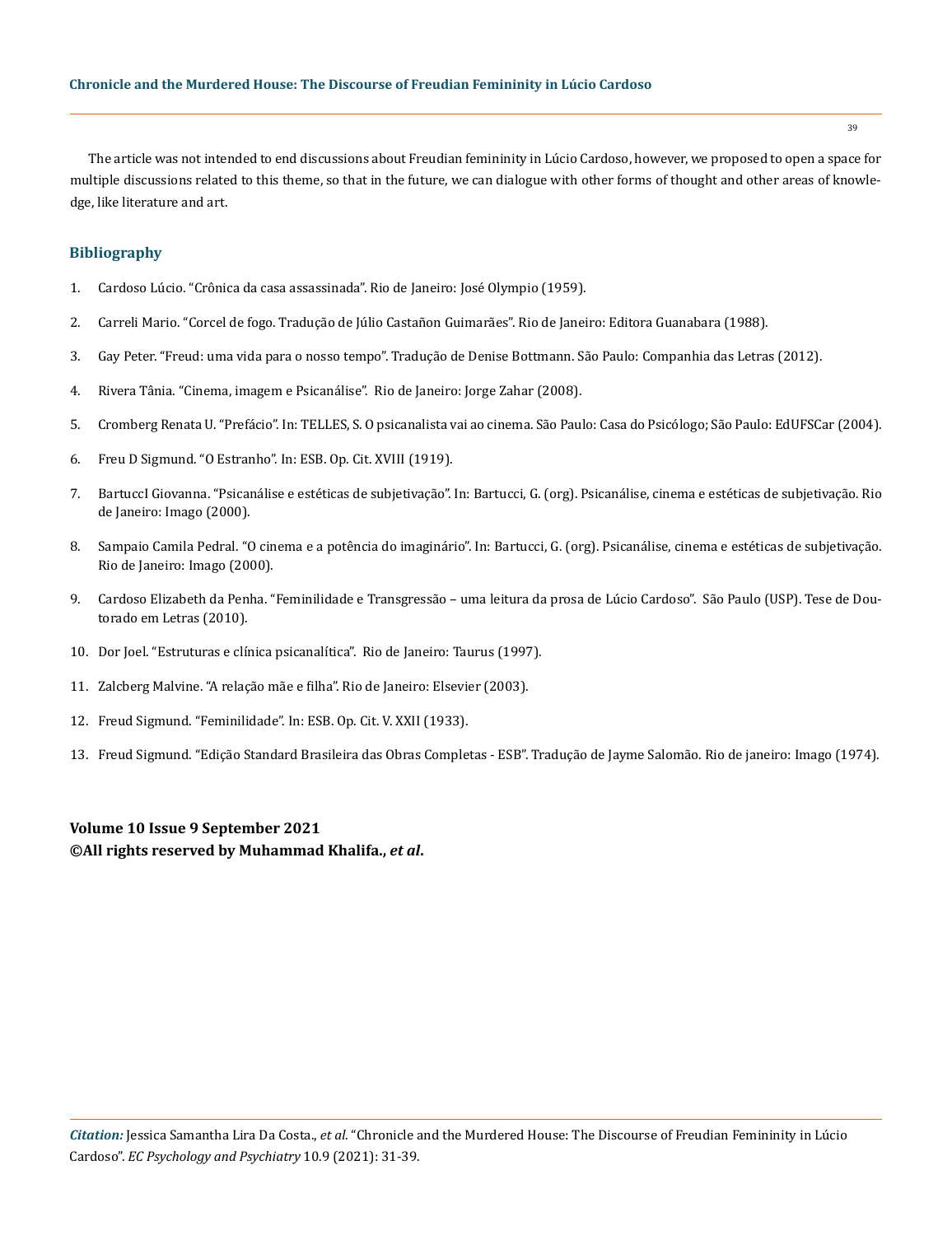The article was not intended to end discussions about Freudian femininity in Lúcio Cardoso, however, we proposed to open a space for multiple discussions related to this theme, so that in the future, we can dialogue with other forms of thought and other areas of knowledge, like literature and art.

## Bibliography

1. Cardoso Lúcio. "Crônica da casa assassinada". Rio de Janeiro: José Olympio (1959).
2. Carreli Mario. "Corcel de fogo. Tradução de Júlio Castañon Guimarães". Rio de Janeiro: Editora Guanabara (1988).
3. Gay Peter. "Freud: uma vida para o nosso tempo". Tradução de Denise Bottmann. São Paulo: Companhia das Letras (2012).
4. Rivera Tânia. "Cinema, imagem e Psicanálise". Rio de Janeiro: Jorge Zahar (2008).
5. Cromberg Renata U. "Prefácio". In: TELLES, S. O psicanalista vai ao cinema. São Paulo: Casa do Psicólogo; São Paulo: EdUFSCar (2004).
6. Freu D Sigmund. "O Estranho". In: ESB. Op. Cit. XVIII (1919).
7. BartuccI Giovanna. "Psicanálise e estéticas de subjetivação". In: Bartucci, G. (org). Psicanálise, cinema e estéticas de subjetivação. Rio de Janeiro: Imago (2000).
8. Sampaio Camila Pedral. "O cinema e a potência do imaginário". In: Bartucci, G. (org). Psicanálise, cinema e estéticas de subjetivação. Rio de Janeiro: Imago (2000).
9. Cardoso Elizabeth da Penha. "Feminilidade e Transgressão – uma leitura da prosa de Lúcio Cardoso". São Paulo (USP). Tese de Doutorado em Letras (2010).
10. Dor Joel. "Estruturas e clínica psicanalítica". Rio de Janeiro: Taurus (1997).
11. Zalcberg Malvine. "A relação mãe e filha". Rio de Janeiro: Elsevier (2003).
12. Freud Sigmund. "Feminilidade". In: ESB. Op. Cit. V. XXII (1933).
13. Freud Sigmund. "Edição Standard Brasileira das Obras Completas - ESB". Tradução de Jayme Salomão. Rio de janeiro: Imago (1974).

**Volume 10 Issue 9 September 2021**
**©All rights reserved by Muhammad Khalifa., *et al*.**